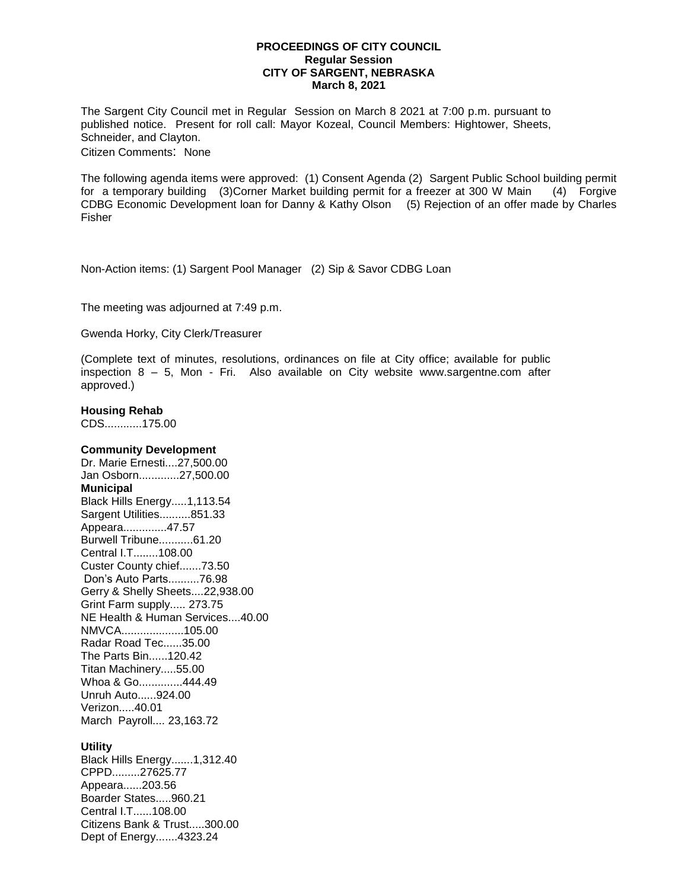**PROCEEDINGS OF CITY COUNCIL**
**Regular Session**
**CITY OF SARGENT, NEBRASKA**
**March 8, 2021**

The Sargent City Council met in Regular Session on March 8 2021 at 7:00 p.m. pursuant to published notice. Present for roll call: Mayor Kozeal, Council Members: Hightower, Sheets, Schneider, and Clayton.

Citizen Comments: None

The following agenda items were approved: (1) Consent Agenda (2) Sargent Public School building permit for a temporary building (3)Corner Market building permit for a freezer at 300 W Main (4) Forgive CDBG Economic Development loan for Danny & Kathy Olson (5) Rejection of an offer made by Charles Fisher

Non-Action items: (1) Sargent Pool Manager (2) Sip & Savor CDBG Loan

The meeting was adjourned at 7:49 p.m.

Gwenda Horky, City Clerk/Treasurer

(Complete text of minutes, resolutions, ordinances on file at City office; available for public inspection 8 – 5, Mon - Fri. Also available on City website www.sargentne.com after approved.)

**Housing Rehab**
CDS............175.00

**Community Development**
Dr. Marie Ernesti....27,500.00
Jan Osborn.............27,500.00

**Municipal**
Black Hills Energy.....1,113.54
Sargent Utilities..........851.33
Appeara..............47.57
Burwell Tribune...........61.20
Central I.T........108.00
Custer County chief.......73.50
Don's Auto Parts..........76.98
Gerry & Shelly Sheets....22,938.00
Grint Farm supply..... 273.75
NE Health & Human Services....40.00
NMVCA....................105.00
Radar Road Tec......35.00
The Parts Bin......120.42
Titan Machinery.....55.00
Whoa & Go..............444.49
Unruh Auto......924.00
Verizon.....40.01
March Payroll.... 23,163.72

**Utility**
Black Hills Energy.......1,312.40
CPPD.........27625.77
Appeara......203.56
Boarder States.....960.21
Central I.T......108.00
Citizens Bank & Trust.....300.00
Dept of Energy.......4323.24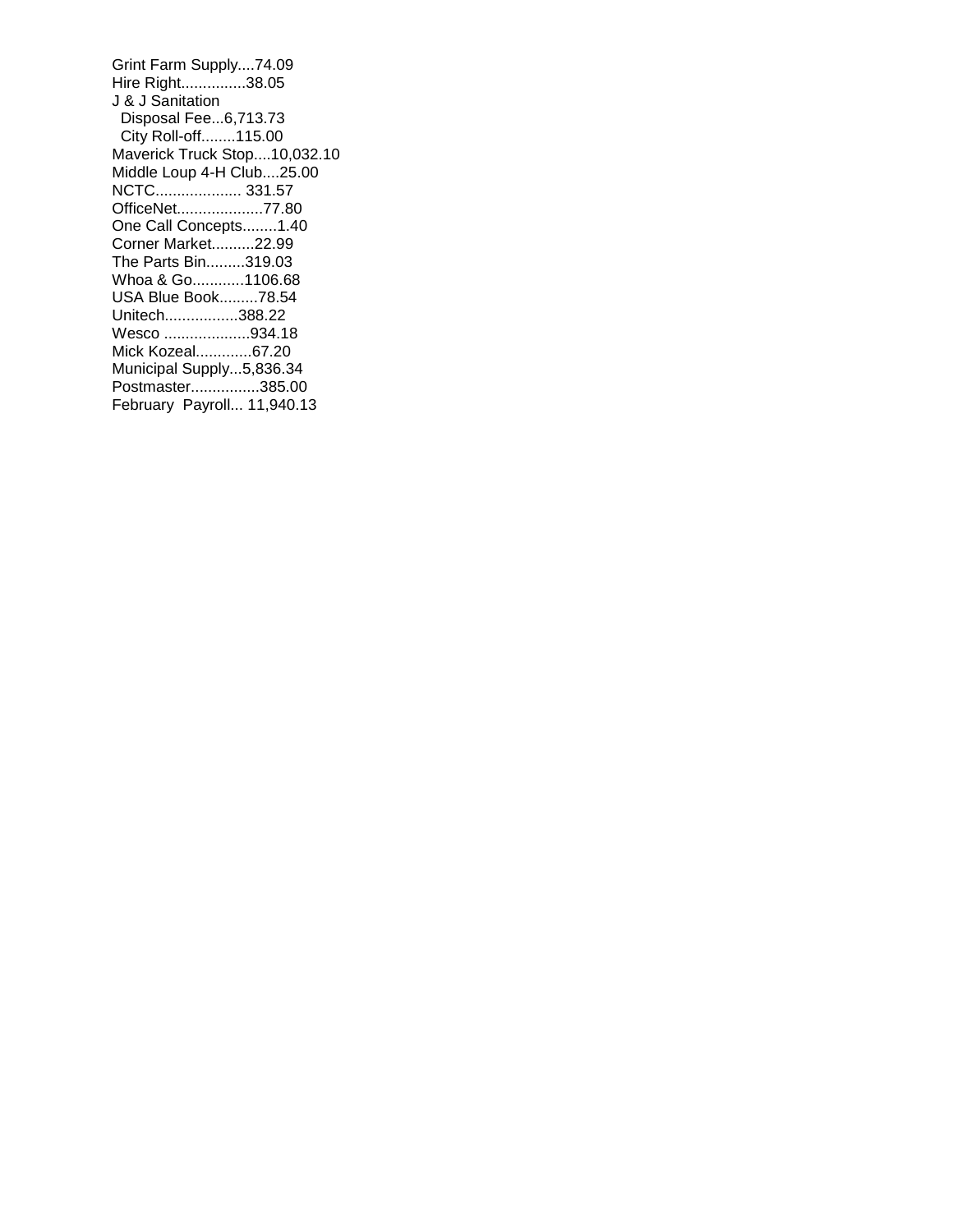Grint Farm Supply....74.09  
Hire Right...............38.05  
J & J Sanitation  
  Disposal Fee...6,713.73  
  City Roll-off........115.00  
Maverick Truck Stop....10,032.10  
Middle Loup 4-H Club....25.00  
NCTC.................... 331.57  
OfficeNet....................77.80  
One Call Concepts........1.40  
Corner Market..........22.99  
The Parts Bin.........319.03  
Whoa & Go............1106.68  
USA Blue Book.........78.54  
Unitech.................388.22  
Wesco ....................934.18  
Mick Kozeal.............67.20  
Municipal Supply...5,836.34  
Postmaster................385.00  
February  Payroll... 11,940.13